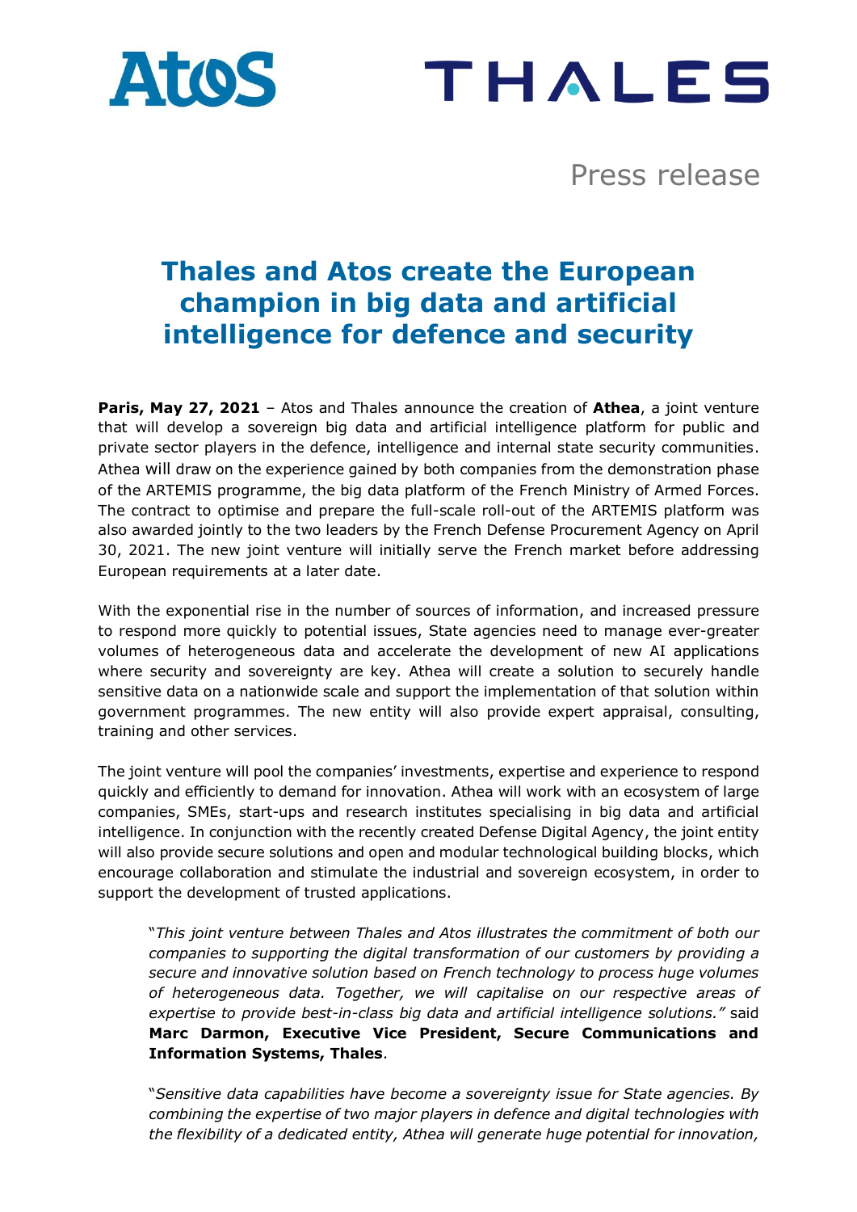Atos THALES

Press release

# Thales and Atos create the European champion in big data and artificial intelligence for defence and security

**Paris, May 27, 2021** – Atos and Thales announce the creation of **Athea**, a joint venture that will develop a sovereign big data and artificial intelligence platform for public and private sector players in the defence, intelligence and internal state security communities. Athea will draw on the experience gained by both companies from the demonstration phase of the ARTEMIS programme, the big data platform of the French Ministry of Armed Forces. The contract to optimise and prepare the full-scale roll-out of the ARTEMIS platform was also awarded jointly to the two leaders by the French Defense Procurement Agency on April 30, 2021. The new joint venture will initially serve the French market before addressing European requirements at a later date.

With the exponential rise in the number of sources of information, and increased pressure to respond more quickly to potential issues, State agencies need to manage ever-greater volumes of heterogeneous data and accelerate the development of new AI applications where security and sovereignty are key. Athea will create a solution to securely handle sensitive data on a nationwide scale and support the implementation of that solution within government programmes. The new entity will also provide expert appraisal, consulting, training and other services.

The joint venture will pool the companies' investments, expertise and experience to respond quickly and efficiently to demand for innovation. Athea will work with an ecosystem of large companies, SMEs, start-ups and research institutes specialising in big data and artificial intelligence. In conjunction with the recently created Defense Digital Agency, the joint entity will also provide secure solutions and open and modular technological building blocks, which encourage collaboration and stimulate the industrial and sovereign ecosystem, in order to support the development of trusted applications.

> "*This joint venture between Thales and Atos illustrates the commitment of both our companies to supporting the digital transformation of our customers by providing a secure and innovative solution based on French technology to process huge volumes of heterogeneous data. Together, we will capitalise on our respective areas of expertise to provide best-in-class big data and artificial intelligence solutions."* said **Marc Darmon, Executive Vice President, Secure Communications and Information Systems, Thales**.

> "*Sensitive data capabilities have become a sovereignty issue for State agencies. By combining the expertise of two major players in defence and digital technologies with the flexibility of a dedicated entity, Athea will generate huge potential for innovation,*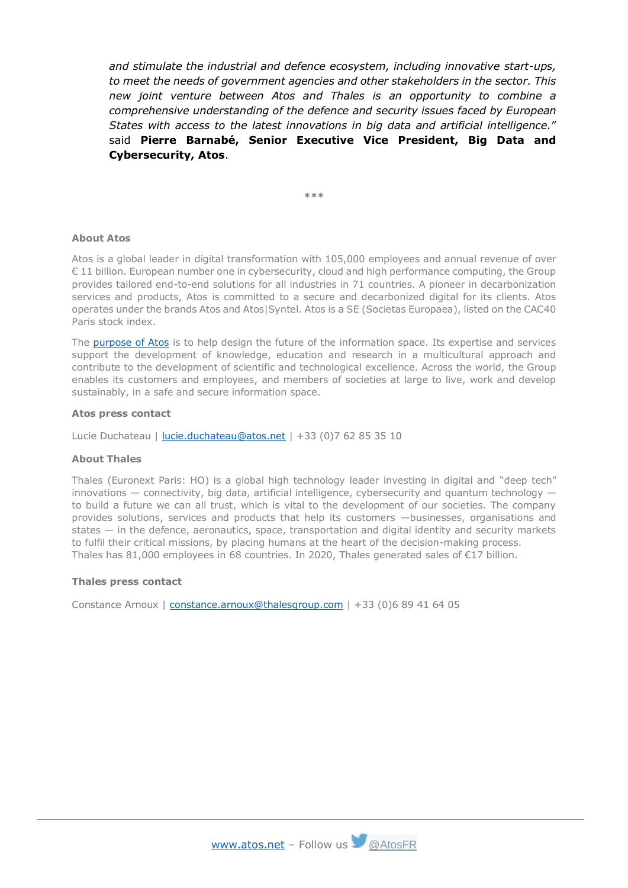*and stimulate the industrial and defence ecosystem, including innovative start-ups, to meet the needs of government agencies and other stakeholders in the sector. This new joint venture between Atos and Thales is an opportunity to combine a comprehensive understanding of the defence and security issues faced by European States with access to the latest innovations in big data and artificial intelligence."* said **Pierre Barnabé, Senior Executive Vice President, Big Data and Cybersecurity, Atos**.

***

**About Atos**

Atos is a global leader in digital transformation with 105,000 employees and annual revenue of over € 11 billion. European number one in cybersecurity, cloud and high performance computing, the Group provides tailored end-to-end solutions for all industries in 71 countries. A pioneer in decarbonization services and products, Atos is committed to a secure and decarbonized digital for its clients. Atos operates under the brands Atos and Atos|Syntel. Atos is a SE (Societas Europaea), listed on the CAC40 Paris stock index.

The [purpose of Atos](#) is to help design the future of the information space. Its expertise and services support the development of knowledge, education and research in a multicultural approach and contribute to the development of scientific and technological excellence. Across the world, the Group enables its customers and employees, and members of societies at large to live, work and develop sustainably, in a safe and secure information space.

**Atos press contact**

Lucie Duchateau | lucie.duchateau@atos.net | +33 (0)7 62 85 35 10

**About Thales**

Thales (Euronext Paris: HO) is a global high technology leader investing in digital and "deep tech" innovations — connectivity, big data, artificial intelligence, cybersecurity and quantum technology — to build a future we can all trust, which is vital to the development of our societies. The company provides solutions, services and products that help its customers —businesses, organisations and states — in the defence, aeronautics, space, transportation and digital identity and security markets to fulfil their critical missions, by placing humans at the heart of the decision-making process. Thales has 81,000 employees in 68 countries. In 2020, Thales generated sales of €17 billion.

**Thales press contact**

Constance Arnoux | constance.arnoux@thalesgroup.com | +33 (0)6 89 41 64 05